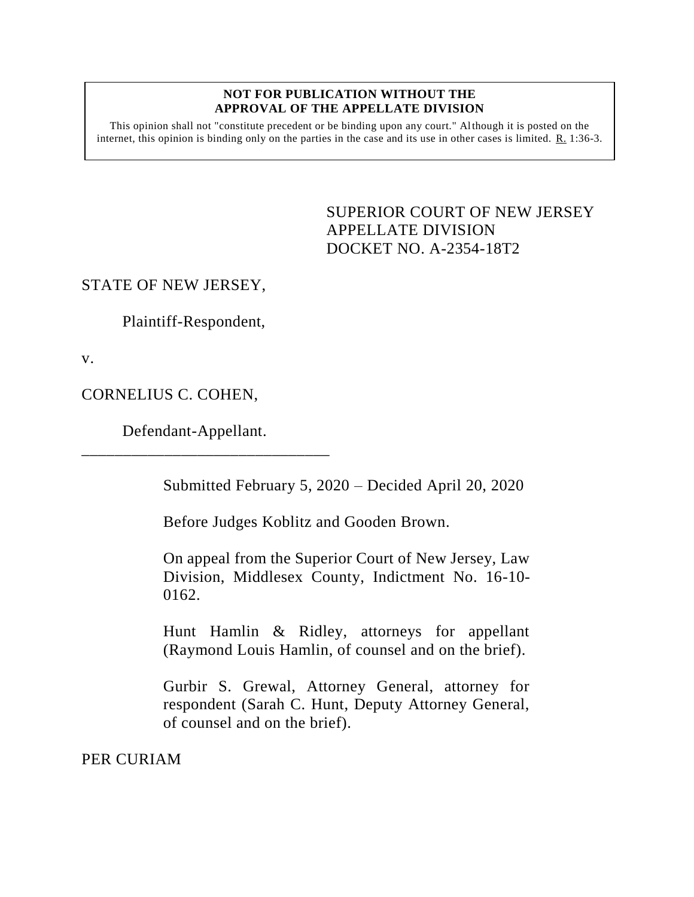**NOT FOR PUBLICATION WITHOUT THE APPROVAL OF THE APPELLATE DIVISION**

This opinion shall not "constitute precedent or be binding upon any court." Although it is posted on the internet, this opinion is binding only on the parties in the case and its use in other cases is limited. R. 1:36-3.

SUPERIOR COURT OF NEW JERSEY
APPELLATE DIVISION
DOCKET NO. A-2354-18T2

STATE OF NEW JERSEY,

Plaintiff-Respondent,

v.

CORNELIUS C. COHEN,

Defendant-Appellant.

\_\_\_\_\_\_\_\_\_\_\_\_\_\_\_\_\_\_\_\_\_\_\_\_\_\_\_\_\_\_\_

Submitted February 5, 2020 – Decided April 20, 2020

Before Judges Koblitz and Gooden Brown.

On appeal from the Superior Court of New Jersey, Law Division, Middlesex County, Indictment No. 16-10-0162.

Hunt Hamlin & Ridley, attorneys for appellant (Raymond Louis Hamlin, of counsel and on the brief).

Gurbir S. Grewal, Attorney General, attorney for respondent (Sarah C. Hunt, Deputy Attorney General, of counsel and on the brief).

PER CURIAM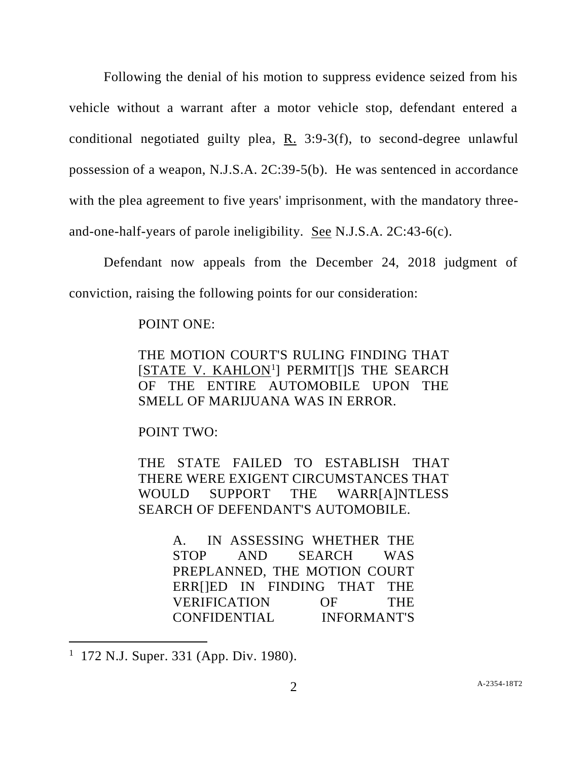Following the denial of his motion to suppress evidence seized from his vehicle without a warrant after a motor vehicle stop, defendant entered a conditional negotiated guilty plea, R. 3:9-3(f), to second-degree unlawful possession of a weapon, N.J.S.A. 2C:39-5(b). He was sentenced in accordance with the plea agreement to five years' imprisonment, with the mandatory three-and-one-half-years of parole ineligibility. See N.J.S.A. 2C:43-6(c).

Defendant now appeals from the December 24, 2018 judgment of conviction, raising the following points for our consideration:

> POINT ONE:
>
> THE MOTION COURT'S RULING FINDING THAT [STATE V. KAHLON[1]] PERMIT[]S THE SEARCH OF THE ENTIRE AUTOMOBILE UPON THE SMELL OF MARIJUANA WAS IN ERROR.
>
> POINT TWO:
>
> THE STATE FAILED TO ESTABLISH THAT THERE WERE EXIGENT CIRCUMSTANCES THAT WOULD SUPPORT THE WARR[A]NTLESS SEARCH OF DEFENDANT'S AUTOMOBILE.
>
> > A. IN ASSESSING WHETHER THE STOP AND SEARCH WAS PREPLANNED, THE MOTION COURT ERR[]ED IN FINDING THAT THE VERIFICATION OF THE CONFIDENTIAL INFORMANT'S

---

[1] 172 N.J. Super. 331 (App. Div. 1980).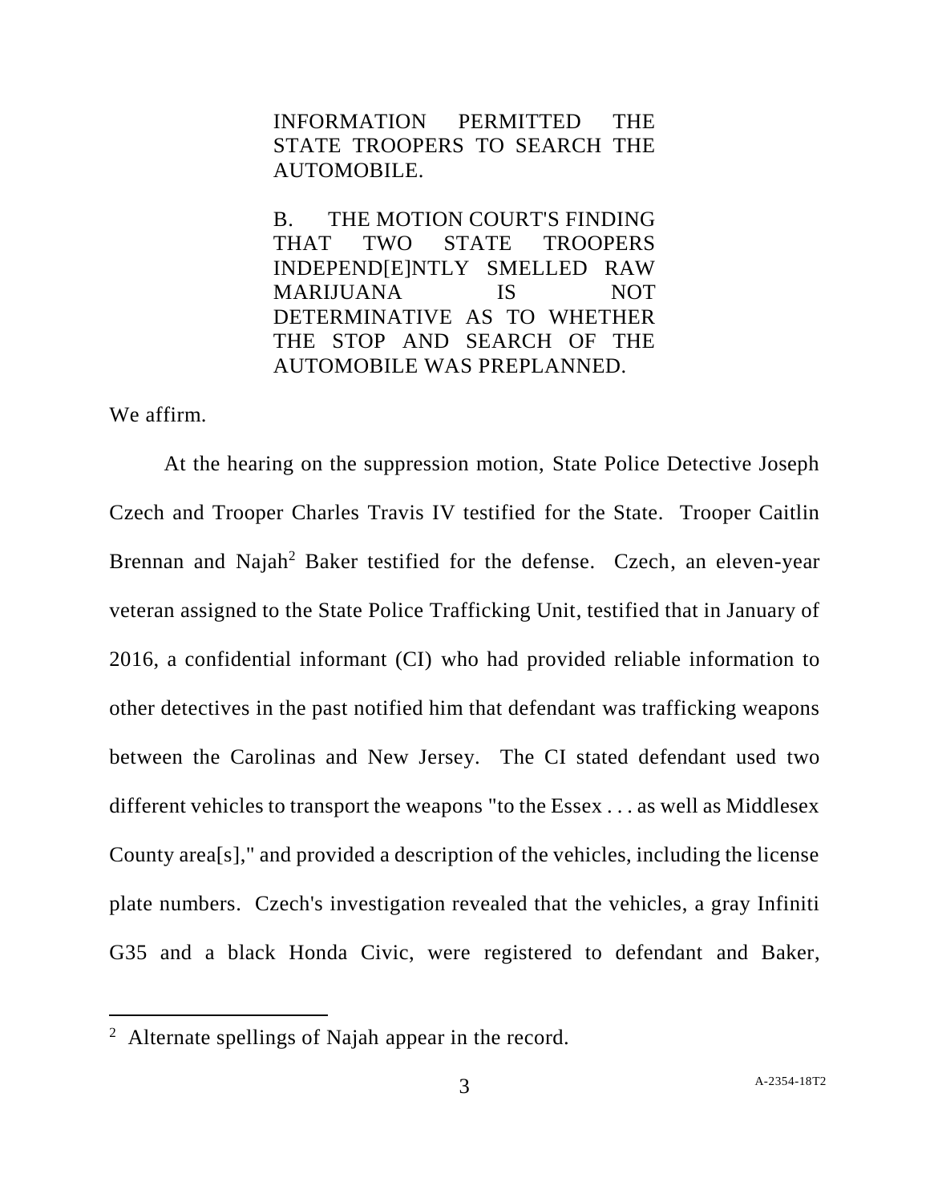> INFORMATION PERMITTED THE STATE TROOPERS TO SEARCH THE AUTOMOBILE.
>
> B. THE MOTION COURT'S FINDING THAT TWO STATE TROOPERS INDEPEND[E]NTLY SMELLED RAW MARIJUANA IS NOT DETERMINATIVE AS TO WHETHER THE STOP AND SEARCH OF THE AUTOMOBILE WAS PREPLANNED.

We affirm.

At the hearing on the suppression motion, State Police Detective Joseph Czech and Trooper Charles Travis IV testified for the State. Trooper Caitlin Brennan and Najah[2] Baker testified for the defense. Czech, an eleven-year veteran assigned to the State Police Trafficking Unit, testified that in January of 2016, a confidential informant (CI) who had provided reliable information to other detectives in the past notified him that defendant was trafficking weapons between the Carolinas and New Jersey. The CI stated defendant used two different vehicles to transport the weapons "to the Essex . . . as well as Middlesex County area[s]," and provided a description of the vehicles, including the license plate numbers. Czech's investigation revealed that the vehicles, a gray Infiniti G35 and a black Honda Civic, were registered to defendant and Baker,

---

[2] Alternate spellings of Najah appear in the record.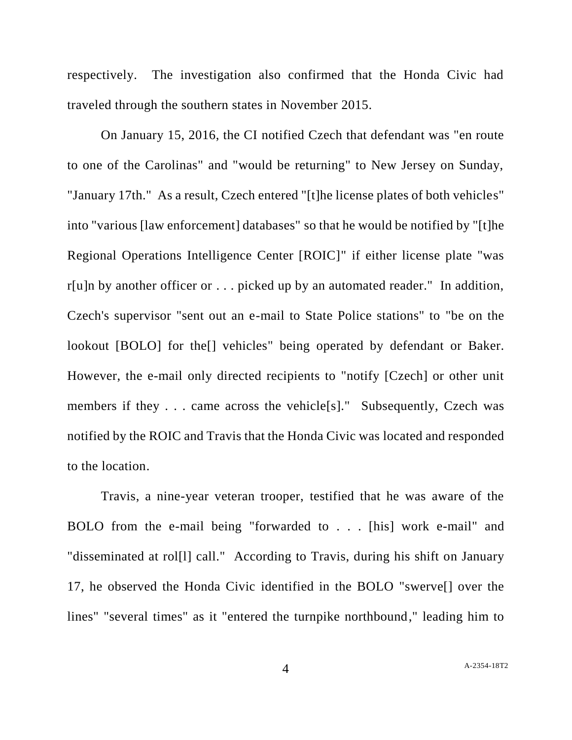respectively. The investigation also confirmed that the Honda Civic had traveled through the southern states in November 2015.

On January 15, 2016, the CI notified Czech that defendant was "en route to one of the Carolinas" and "would be returning" to New Jersey on Sunday, "January 17th." As a result, Czech entered "[t]he license plates of both vehicles" into "various [law enforcement] databases" so that he would be notified by "[t]he Regional Operations Intelligence Center [ROIC]" if either license plate "was r[u]n by another officer or . . . picked up by an automated reader." In addition, Czech's supervisor "sent out an e-mail to State Police stations" to "be on the lookout [BOLO] for the[] vehicles" being operated by defendant or Baker. However, the e-mail only directed recipients to "notify [Czech] or other unit members if they . . . came across the vehicle[s]." Subsequently, Czech was notified by the ROIC and Travis that the Honda Civic was located and responded to the location.

Travis, a nine-year veteran trooper, testified that he was aware of the BOLO from the e-mail being "forwarded to . . . [his] work e-mail" and "disseminated at rol[l] call." According to Travis, during his shift on January 17, he observed the Honda Civic identified in the BOLO "swerve[] over the lines" "several times" as it "entered the turnpike northbound," leading him to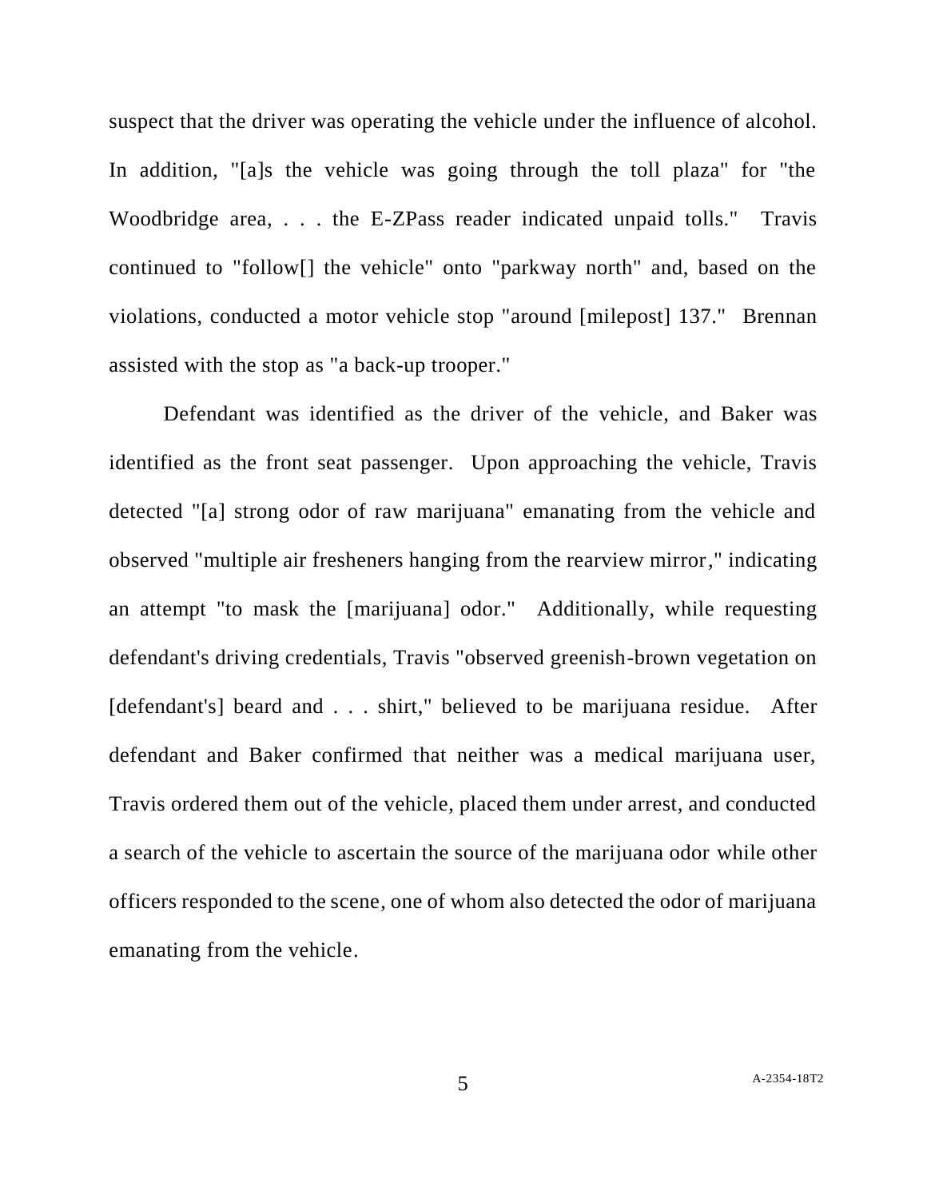suspect that the driver was operating the vehicle under the influence of alcohol. In addition, "[a]s the vehicle was going through the toll plaza" for "the Woodbridge area, . . . the E-ZPass reader indicated unpaid tolls." Travis continued to "follow[] the vehicle" onto "parkway north" and, based on the violations, conducted a motor vehicle stop "around [milepost] 137." Brennan assisted with the stop as "a back-up trooper."

Defendant was identified as the driver of the vehicle, and Baker was identified as the front seat passenger. Upon approaching the vehicle, Travis detected "[a] strong odor of raw marijuana" emanating from the vehicle and observed "multiple air fresheners hanging from the rearview mirror," indicating an attempt "to mask the [marijuana] odor." Additionally, while requesting defendant's driving credentials, Travis "observed greenish-brown vegetation on [defendant's] beard and . . . shirt," believed to be marijuana residue. After defendant and Baker confirmed that neither was a medical marijuana user, Travis ordered them out of the vehicle, placed them under arrest, and conducted a search of the vehicle to ascertain the source of the marijuana odor while other officers responded to the scene, one of whom also detected the odor of marijuana emanating from the vehicle.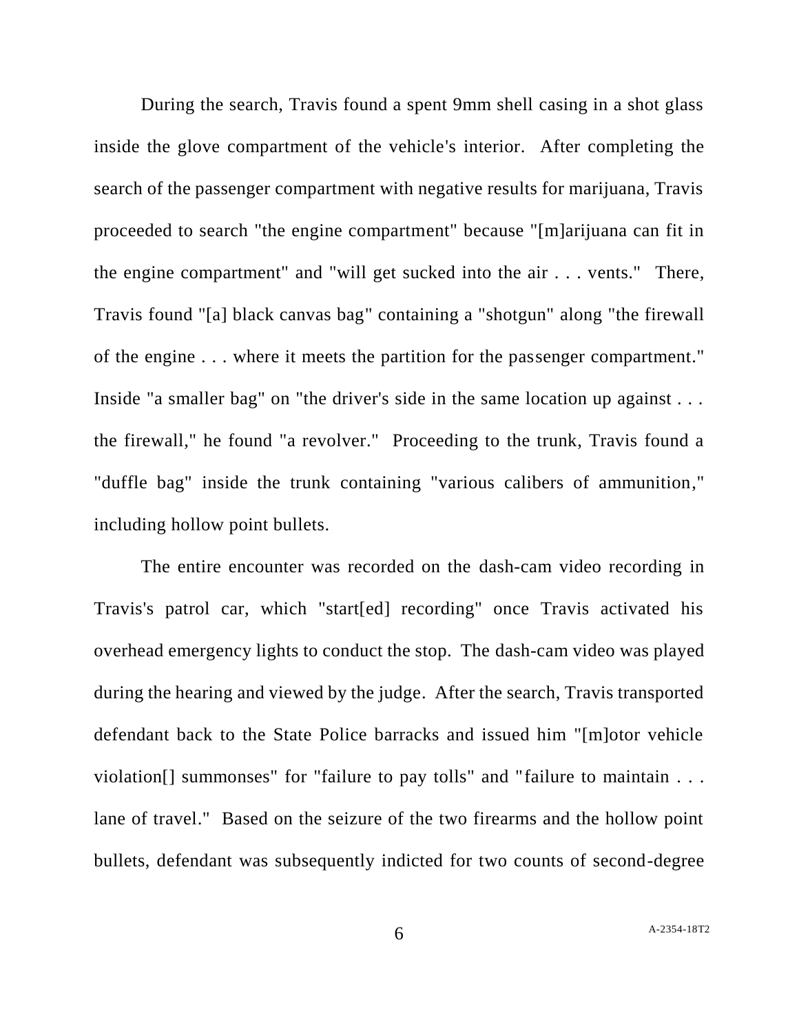During the search, Travis found a spent 9mm shell casing in a shot glass inside the glove compartment of the vehicle's interior. After completing the search of the passenger compartment with negative results for marijuana, Travis proceeded to search "the engine compartment" because "[m]arijuana can fit in the engine compartment" and "will get sucked into the air . . . vents." There, Travis found "[a] black canvas bag" containing a "shotgun" along "the firewall of the engine . . . where it meets the partition for the passenger compartment." Inside "a smaller bag" on "the driver's side in the same location up against . . . the firewall," he found "a revolver." Proceeding to the trunk, Travis found a "duffle bag" inside the trunk containing "various calibers of ammunition," including hollow point bullets.

The entire encounter was recorded on the dash-cam video recording in Travis's patrol car, which "start[ed] recording" once Travis activated his overhead emergency lights to conduct the stop. The dash-cam video was played during the hearing and viewed by the judge. After the search, Travis transported defendant back to the State Police barracks and issued him "[m]otor vehicle violation[] summonses" for "failure to pay tolls" and "failure to maintain . . . lane of travel." Based on the seizure of the two firearms and the hollow point bullets, defendant was subsequently indicted for two counts of second-degree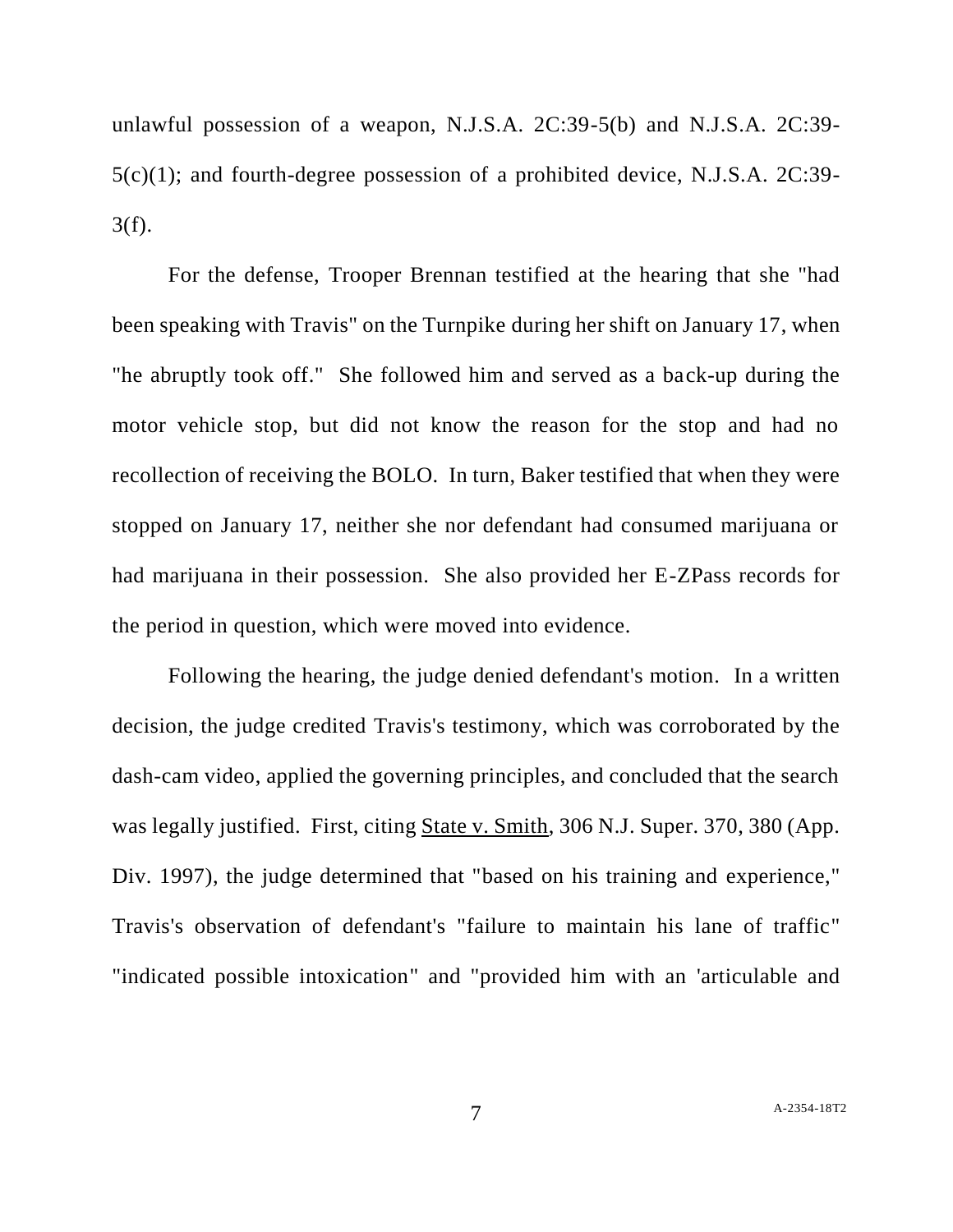unlawful possession of a weapon, N.J.S.A. 2C:39-5(b) and N.J.S.A. 2C:39-5(c)(1); and fourth-degree possession of a prohibited device, N.J.S.A. 2C:39-3(f).

For the defense, Trooper Brennan testified at the hearing that she "had been speaking with Travis" on the Turnpike during her shift on January 17, when "he abruptly took off." She followed him and served as a back-up during the motor vehicle stop, but did not know the reason for the stop and had no recollection of receiving the BOLO. In turn, Baker testified that when they were stopped on January 17, neither she nor defendant had consumed marijuana or had marijuana in their possession. She also provided her E-ZPass records for the period in question, which were moved into evidence.

Following the hearing, the judge denied defendant's motion. In a written decision, the judge credited Travis's testimony, which was corroborated by the dash-cam video, applied the governing principles, and concluded that the search was legally justified. First, citing <u>State v. Smith</u>, 306 N.J. Super. 370, 380 (App. Div. 1997), the judge determined that "based on his training and experience," Travis's observation of defendant's "failure to maintain his lane of traffic" "indicated possible intoxication" and "provided him with an 'articulable and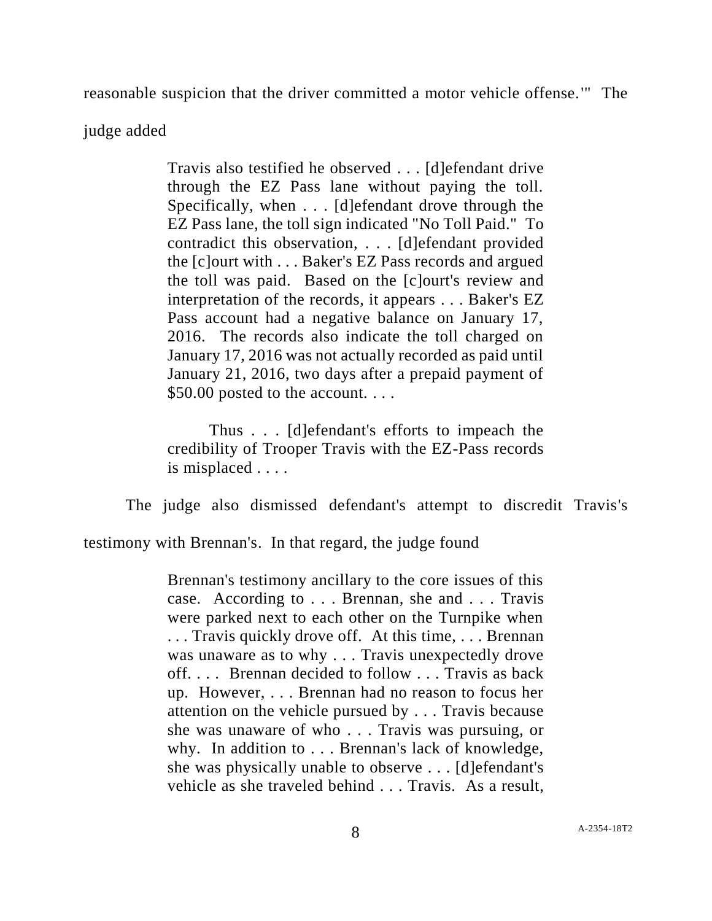reasonable suspicion that the driver committed a motor vehicle offense.'" The judge added

> Travis also testified he observed . . . [d]efendant drive through the EZ Pass lane without paying the toll. Specifically, when . . . [d]efendant drove through the EZ Pass lane, the toll sign indicated "No Toll Paid." To contradict this observation, . . . [d]efendant provided the [c]ourt with . . . Baker's EZ Pass records and argued the toll was paid. Based on the [c]ourt's review and interpretation of the records, it appears . . . Baker's EZ Pass account had a negative balance on January 17, 2016. The records also indicate the toll charged on January 17, 2016 was not actually recorded as paid until January 21, 2016, two days after a prepaid payment of \$50.00 posted to the account. . . .
>
> Thus . . . [d]efendant's efforts to impeach the credibility of Trooper Travis with the EZ-Pass records is misplaced . . . .

The judge also dismissed defendant's attempt to discredit Travis's testimony with Brennan's. In that regard, the judge found

> Brennan's testimony ancillary to the core issues of this case. According to . . . Brennan, she and . . . Travis were parked next to each other on the Turnpike when . . . Travis quickly drove off. At this time, . . . Brennan was unaware as to why . . . Travis unexpectedly drove off. . . . Brennan decided to follow . . . Travis as back up. However, . . . Brennan had no reason to focus her attention on the vehicle pursued by . . . Travis because she was unaware of who . . . Travis was pursuing, or why. In addition to . . . Brennan's lack of knowledge, she was physically unable to observe . . . [d]efendant's vehicle as she traveled behind . . . Travis. As a result,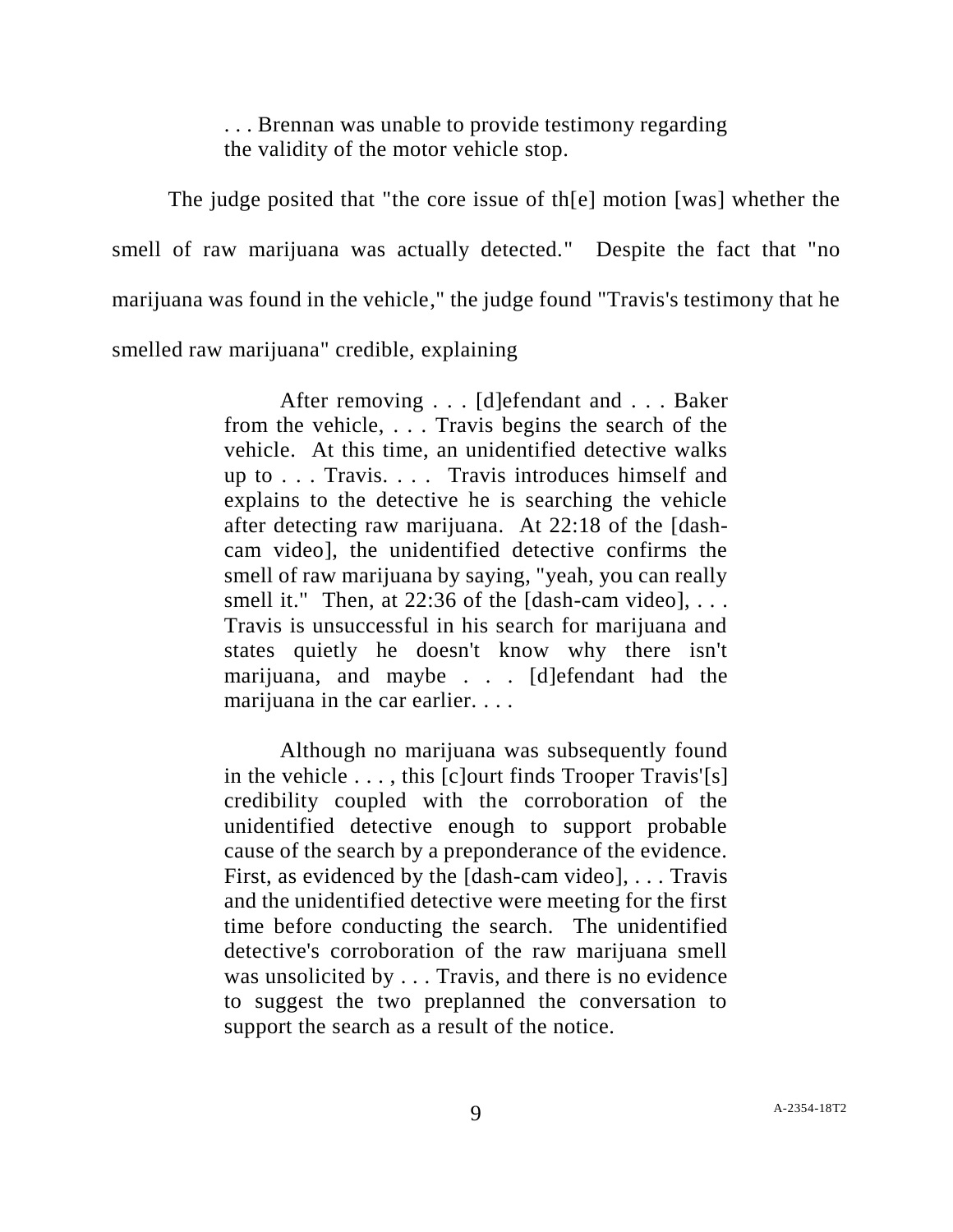> . . . Brennan was unable to provide testimony regarding the validity of the motor vehicle stop.

The judge posited that "the core issue of th[e] motion [was] whether the smell of raw marijuana was actually detected." Despite the fact that "no marijuana was found in the vehicle," the judge found "Travis's testimony that he smelled raw marijuana" credible, explaining

> After removing . . . [d]efendant and . . . Baker from the vehicle, . . . Travis begins the search of the vehicle. At this time, an unidentified detective walks up to . . . Travis. . . . Travis introduces himself and explains to the detective he is searching the vehicle after detecting raw marijuana. At 22:18 of the [dash-cam video], the unidentified detective confirms the smell of raw marijuana by saying, "yeah, you can really smell it." Then, at 22:36 of the [dash-cam video], . . . Travis is unsuccessful in his search for marijuana and states quietly he doesn't know why there isn't marijuana, and maybe . . . [d]efendant had the marijuana in the car earlier. . . .
>
> Although no marijuana was subsequently found in the vehicle . . . , this [c]ourt finds Trooper Travis'[s] credibility coupled with the corroboration of the unidentified detective enough to support probable cause of the search by a preponderance of the evidence. First, as evidenced by the [dash-cam video], . . . Travis and the unidentified detective were meeting for the first time before conducting the search. The unidentified detective's corroboration of the raw marijuana smell was unsolicited by . . . Travis, and there is no evidence to suggest the two preplanned the conversation to support the search as a result of the notice.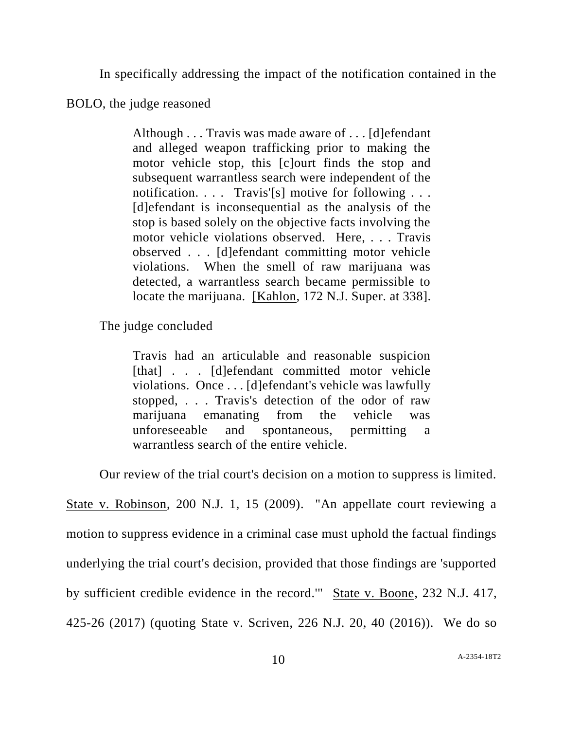In specifically addressing the impact of the notification contained in the BOLO, the judge reasoned

> Although . . . Travis was made aware of . . . [d]efendant and alleged weapon trafficking prior to making the motor vehicle stop, this [c]ourt finds the stop and subsequent warrantless search were independent of the notification. . . . Travis'[s] motive for following . . . [d]efendant is inconsequential as the analysis of the stop is based solely on the objective facts involving the motor vehicle violations observed. Here, . . . Travis observed . . . [d]efendant committing motor vehicle violations. When the smell of raw marijuana was detected, a warrantless search became permissible to locate the marijuana. [Kahlon, 172 N.J. Super. at 338].

The judge concluded

> Travis had an articulable and reasonable suspicion [that] . . . [d]efendant committed motor vehicle violations. Once . . . [d]efendant's vehicle was lawfully stopped, . . . Travis's detection of the odor of raw marijuana emanating from the vehicle was unforeseeable and spontaneous, permitting a warrantless search of the entire vehicle.

Our review of the trial court's decision on a motion to suppress is limited. State v. Robinson, 200 N.J. 1, 15 (2009). "An appellate court reviewing a motion to suppress evidence in a criminal case must uphold the factual findings underlying the trial court's decision, provided that those findings are 'supported by sufficient credible evidence in the record.'" State v. Boone, 232 N.J. 417, 425-26 (2017) (quoting State v. Scriven, 226 N.J. 20, 40 (2016)). We do so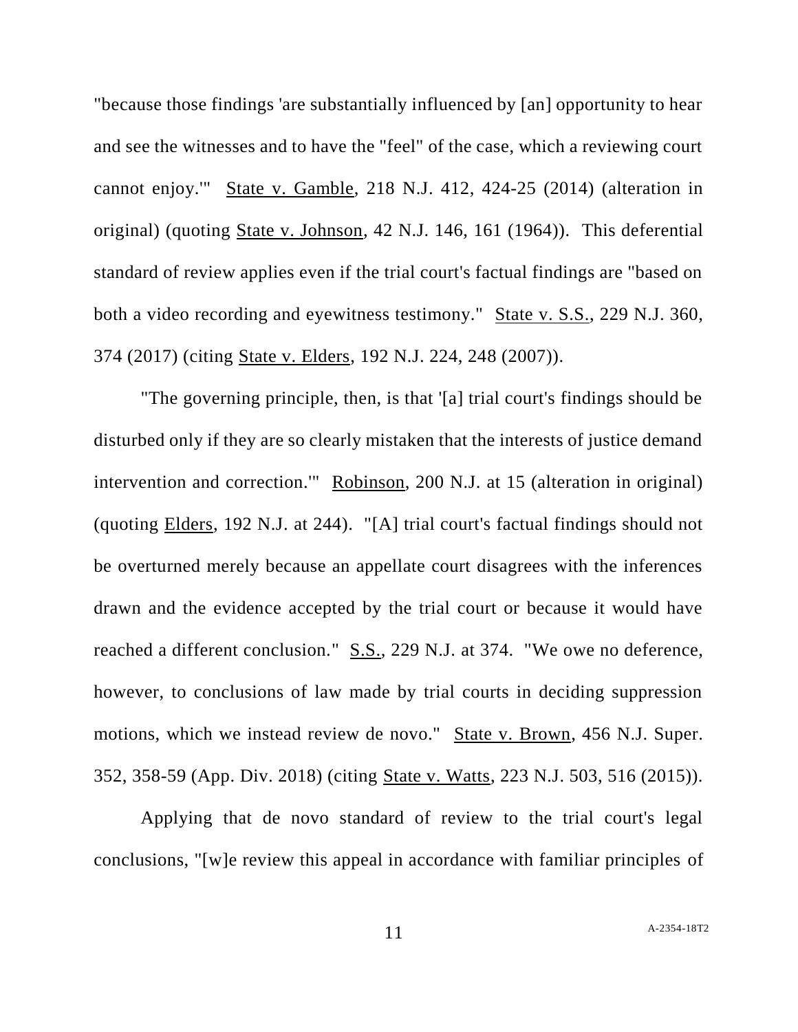"because those findings 'are substantially influenced by [an] opportunity to hear and see the witnesses and to have the "feel" of the case, which a reviewing court cannot enjoy.'" State v. Gamble, 218 N.J. 412, 424-25 (2014) (alteration in original) (quoting State v. Johnson, 42 N.J. 146, 161 (1964)). This deferential standard of review applies even if the trial court's factual findings are "based on both a video recording and eyewitness testimony." State v. S.S., 229 N.J. 360, 374 (2017) (citing State v. Elders, 192 N.J. 224, 248 (2007)).

"The governing principle, then, is that '[a] trial court's findings should be disturbed only if they are so clearly mistaken that the interests of justice demand intervention and correction.'" Robinson, 200 N.J. at 15 (alteration in original) (quoting Elders, 192 N.J. at 244). "[A] trial court's factual findings should not be overturned merely because an appellate court disagrees with the inferences drawn and the evidence accepted by the trial court or because it would have reached a different conclusion." S.S., 229 N.J. at 374. "We owe no deference, however, to conclusions of law made by trial courts in deciding suppression motions, which we instead review de novo." State v. Brown, 456 N.J. Super. 352, 358-59 (App. Div. 2018) (citing State v. Watts, 223 N.J. 503, 516 (2015)).

Applying that de novo standard of review to the trial court's legal conclusions, "[w]e review this appeal in accordance with familiar principles of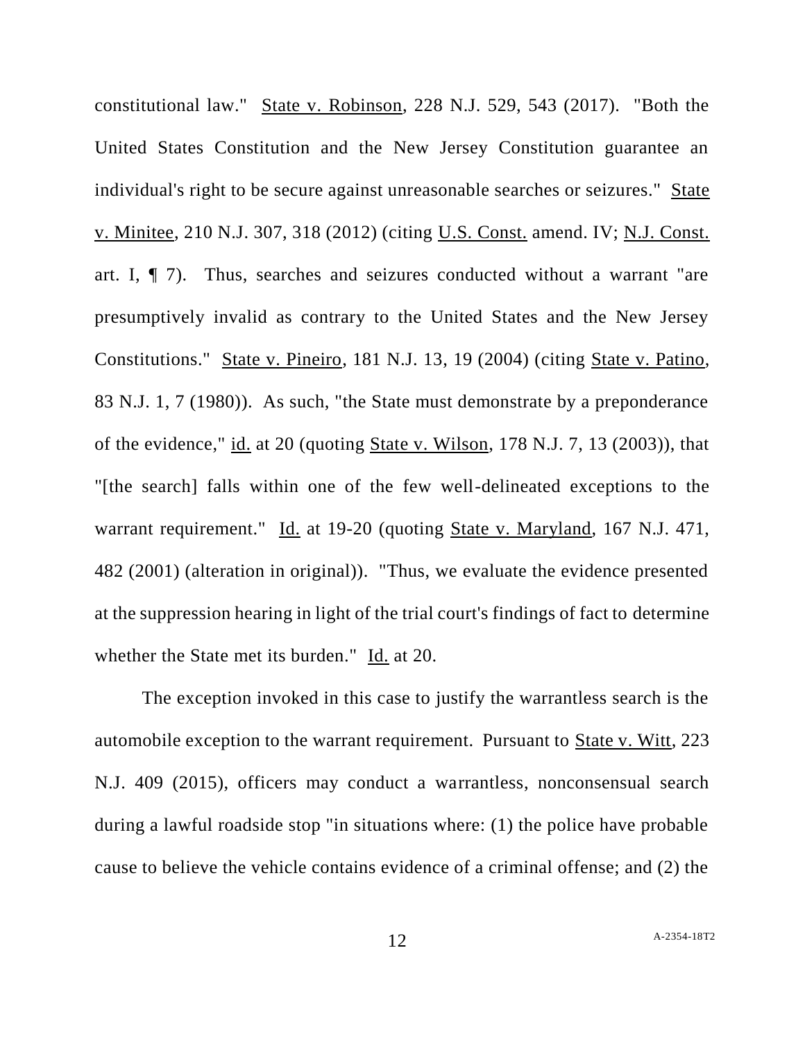constitutional law." State v. Robinson, 228 N.J. 529, 543 (2017). "Both the United States Constitution and the New Jersey Constitution guarantee an individual's right to be secure against unreasonable searches or seizures." State v. Minitee, 210 N.J. 307, 318 (2012) (citing U.S. Const. amend. IV; N.J. Const. art. I, ¶ 7). Thus, searches and seizures conducted without a warrant "are presumptively invalid as contrary to the United States and the New Jersey Constitutions." State v. Pineiro, 181 N.J. 13, 19 (2004) (citing State v. Patino, 83 N.J. 1, 7 (1980)). As such, "the State must demonstrate by a preponderance of the evidence," id. at 20 (quoting State v. Wilson, 178 N.J. 7, 13 (2003)), that "[the search] falls within one of the few well-delineated exceptions to the warrant requirement." Id. at 19-20 (quoting State v. Maryland, 167 N.J. 471, 482 (2001) (alteration in original)). "Thus, we evaluate the evidence presented at the suppression hearing in light of the trial court's findings of fact to determine whether the State met its burden." Id. at 20.

The exception invoked in this case to justify the warrantless search is the automobile exception to the warrant requirement. Pursuant to State v. Witt, 223 N.J. 409 (2015), officers may conduct a warrantless, nonconsensual search during a lawful roadside stop "in situations where: (1) the police have probable cause to believe the vehicle contains evidence of a criminal offense; and (2) the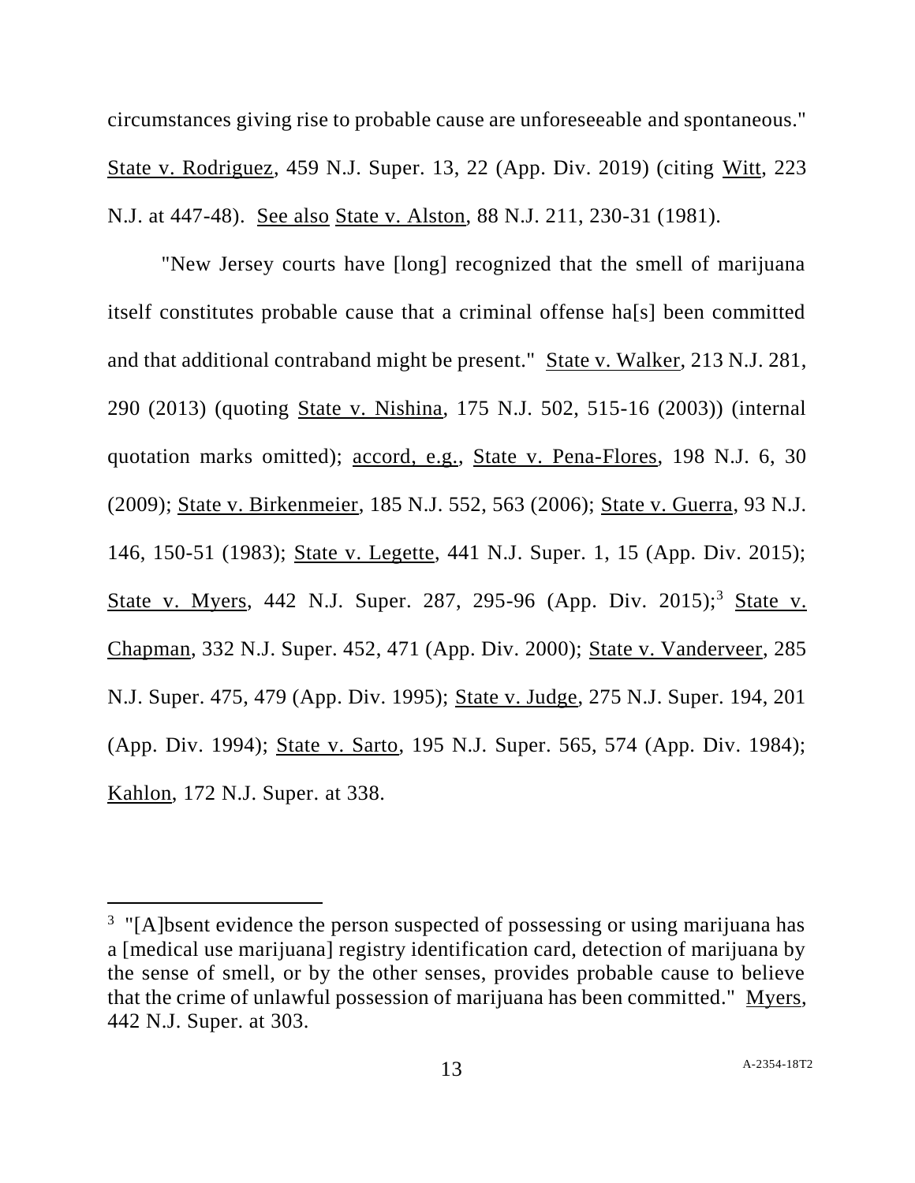circumstances giving rise to probable cause are unforeseeable and spontaneous." State v. Rodriguez, 459 N.J. Super. 13, 22 (App. Div. 2019) (citing Witt, 223 N.J. at 447-48). See also State v. Alston, 88 N.J. 211, 230-31 (1981).

"New Jersey courts have [long] recognized that the smell of marijuana itself constitutes probable cause that a criminal offense ha[s] been committed and that additional contraband might be present." State v. Walker, 213 N.J. 281, 290 (2013) (quoting State v. Nishina, 175 N.J. 502, 515-16 (2003)) (internal quotation marks omitted); accord, e.g., State v. Pena-Flores, 198 N.J. 6, 30 (2009); State v. Birkenmeier, 185 N.J. 552, 563 (2006); State v. Guerra, 93 N.J. 146, 150-51 (1983); State v. Legette, 441 N.J. Super. 1, 15 (App. Div. 2015); State v. Myers, 442 N.J. Super. 287, 295-96 (App. Div. 2015);[3] State v. Chapman, 332 N.J. Super. 452, 471 (App. Div. 2000); State v. Vanderveer, 285 N.J. Super. 475, 479 (App. Div. 1995); State v. Judge, 275 N.J. Super. 194, 201 (App. Div. 1994); State v. Sarto, 195 N.J. Super. 565, 574 (App. Div. 1984); Kahlon, 172 N.J. Super. at 338.

---

[3] "[A]bsent evidence the person suspected of possessing or using marijuana has a [medical use marijuana] registry identification card, detection of marijuana by the sense of smell, or by the other senses, provides probable cause to believe that the crime of unlawful possession of marijuana has been committed." Myers, 442 N.J. Super. at 303.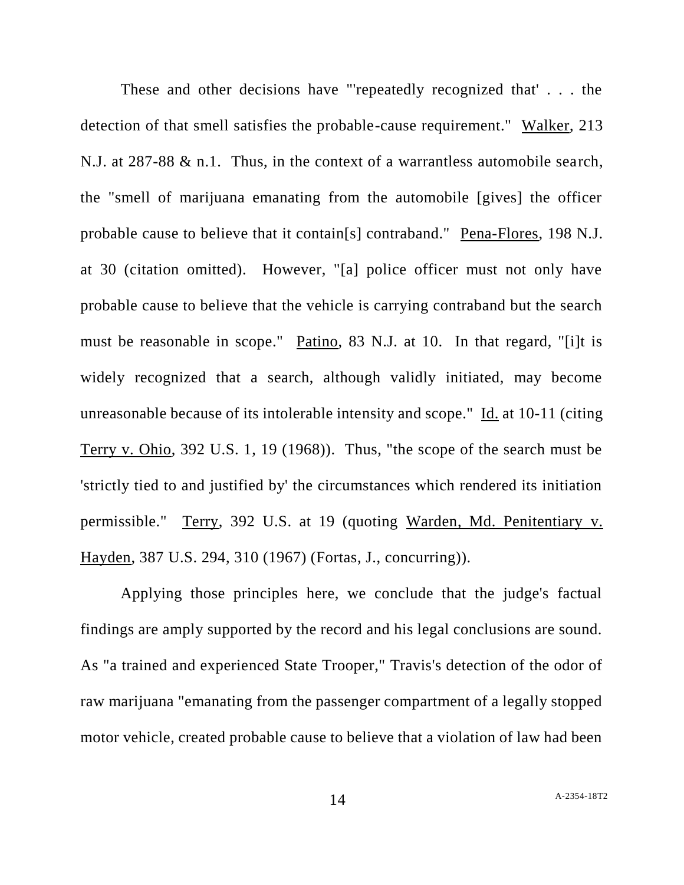These and other decisions have "'repeatedly recognized that' . . . the detection of that smell satisfies the probable-cause requirement." Walker, 213 N.J. at 287-88 & n.1. Thus, in the context of a warrantless automobile search, the "smell of marijuana emanating from the automobile [gives] the officer probable cause to believe that it contain[s] contraband." Pena-Flores, 198 N.J. at 30 (citation omitted). However, "[a] police officer must not only have probable cause to believe that the vehicle is carrying contraband but the search must be reasonable in scope." Patino, 83 N.J. at 10. In that regard, "[i]t is widely recognized that a search, although validly initiated, may become unreasonable because of its intolerable intensity and scope." Id. at 10-11 (citing Terry v. Ohio, 392 U.S. 1, 19 (1968)). Thus, "the scope of the search must be 'strictly tied to and justified by' the circumstances which rendered its initiation permissible." Terry, 392 U.S. at 19 (quoting Warden, Md. Penitentiary v. Hayden, 387 U.S. 294, 310 (1967) (Fortas, J., concurring)).

Applying those principles here, we conclude that the judge's factual findings are amply supported by the record and his legal conclusions are sound. As "a trained and experienced State Trooper," Travis's detection of the odor of raw marijuana "emanating from the passenger compartment of a legally stopped motor vehicle, created probable cause to believe that a violation of law had been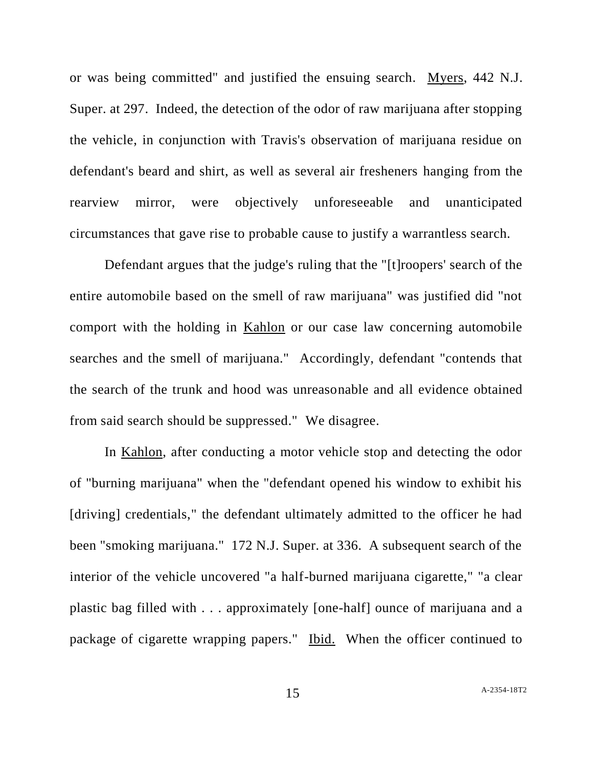or was being committed" and justified the ensuing search. Myers, 442 N.J. Super. at 297. Indeed, the detection of the odor of raw marijuana after stopping the vehicle, in conjunction with Travis's observation of marijuana residue on defendant's beard and shirt, as well as several air fresheners hanging from the rearview mirror, were objectively unforeseeable and unanticipated circumstances that gave rise to probable cause to justify a warrantless search.

Defendant argues that the judge's ruling that the "[t]roopers' search of the entire automobile based on the smell of raw marijuana" was justified did "not comport with the holding in Kahlon or our case law concerning automobile searches and the smell of marijuana." Accordingly, defendant "contends that the search of the trunk and hood was unreasonable and all evidence obtained from said search should be suppressed." We disagree.

In Kahlon, after conducting a motor vehicle stop and detecting the odor of "burning marijuana" when the "defendant opened his window to exhibit his [driving] credentials," the defendant ultimately admitted to the officer he had been "smoking marijuana." 172 N.J. Super. at 336. A subsequent search of the interior of the vehicle uncovered "a half-burned marijuana cigarette," "a clear plastic bag filled with . . . approximately [one-half] ounce of marijuana and a package of cigarette wrapping papers." Ibid. When the officer continued to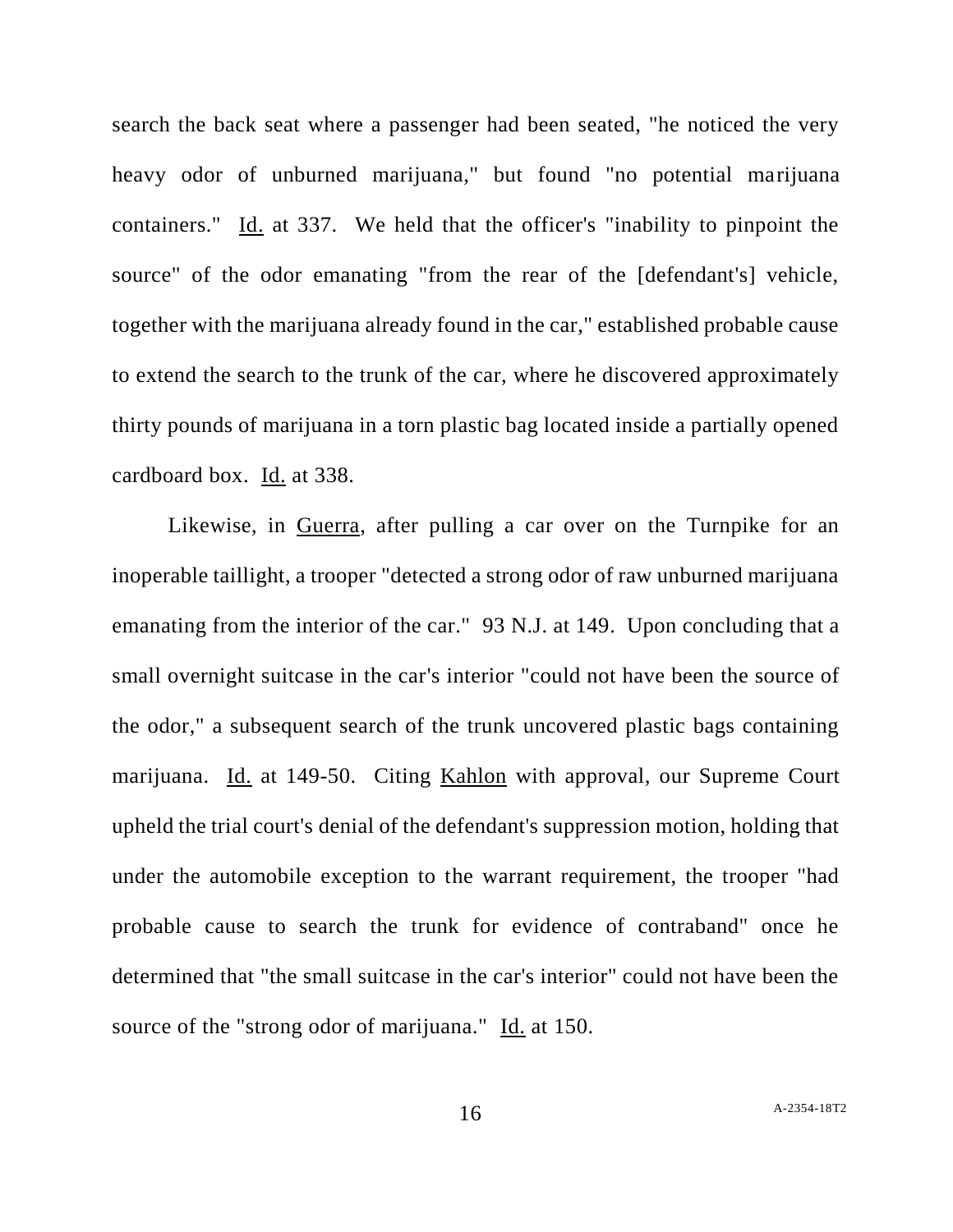search the back seat where a passenger had been seated, "he noticed the very heavy odor of unburned marijuana," but found "no potential marijuana containers." Id. at 337. We held that the officer's "inability to pinpoint the source" of the odor emanating "from the rear of the [defendant's] vehicle, together with the marijuana already found in the car," established probable cause to extend the search to the trunk of the car, where he discovered approximately thirty pounds of marijuana in a torn plastic bag located inside a partially opened cardboard box. Id. at 338.

Likewise, in Guerra, after pulling a car over on the Turnpike for an inoperable taillight, a trooper "detected a strong odor of raw unburned marijuana emanating from the interior of the car." 93 N.J. at 149. Upon concluding that a small overnight suitcase in the car's interior "could not have been the source of the odor," a subsequent search of the trunk uncovered plastic bags containing marijuana. Id. at 149-50. Citing Kahlon with approval, our Supreme Court upheld the trial court's denial of the defendant's suppression motion, holding that under the automobile exception to the warrant requirement, the trooper "had probable cause to search the trunk for evidence of contraband" once he determined that "the small suitcase in the car's interior" could not have been the source of the "strong odor of marijuana." Id. at 150.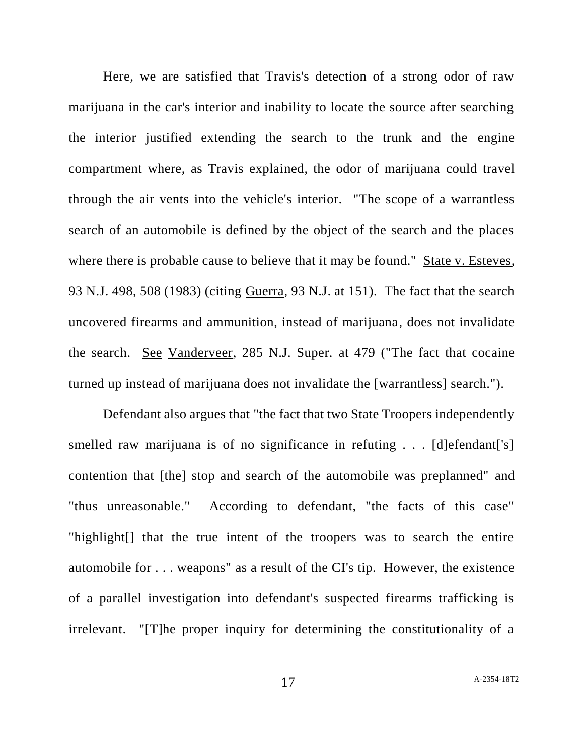Here, we are satisfied that Travis's detection of a strong odor of raw marijuana in the car's interior and inability to locate the source after searching the interior justified extending the search to the trunk and the engine compartment where, as Travis explained, the odor of marijuana could travel through the air vents into the vehicle's interior. "The scope of a warrantless search of an automobile is defined by the object of the search and the places where there is probable cause to believe that it may be found." State v. Esteves, 93 N.J. 498, 508 (1983) (citing Guerra, 93 N.J. at 151). The fact that the search uncovered firearms and ammunition, instead of marijuana, does not invalidate the search. See Vanderveer, 285 N.J. Super. at 479 ("The fact that cocaine turned up instead of marijuana does not invalidate the [warrantless] search.").

Defendant also argues that "the fact that two State Troopers independently smelled raw marijuana is of no significance in refuting . . . [d]efendant['s] contention that [the] stop and search of the automobile was preplanned" and "thus unreasonable." According to defendant, "the facts of this case" "highlight[] that the true intent of the troopers was to search the entire automobile for . . . weapons" as a result of the CI's tip. However, the existence of a parallel investigation into defendant's suspected firearms trafficking is irrelevant. "[T]he proper inquiry for determining the constitutionality of a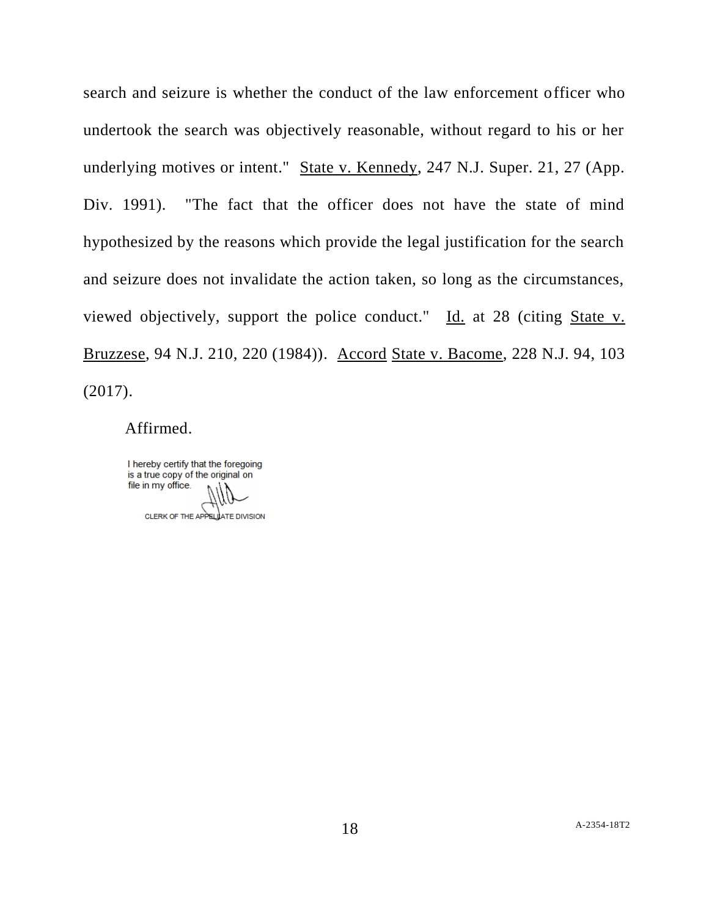search and seizure is whether the conduct of the law enforcement officer who undertook the search was objectively reasonable, without regard to his or her underlying motives or intent." State v. Kennedy, 247 N.J. Super. 21, 27 (App. Div. 1991). "The fact that the officer does not have the state of mind hypothesized by the reasons which provide the legal justification for the search and seizure does not invalidate the action taken, so long as the circumstances, viewed objectively, support the police conduct." Id. at 28 (citing State v. Bruzzese, 94 N.J. 210, 220 (1984)). Accord State v. Bacome, 228 N.J. 94, 103 (2017).

Affirmed.

I hereby certify that the foregoing is a true copy of the original on file in my office.

CLERK OF THE APPELLATE DIVISION